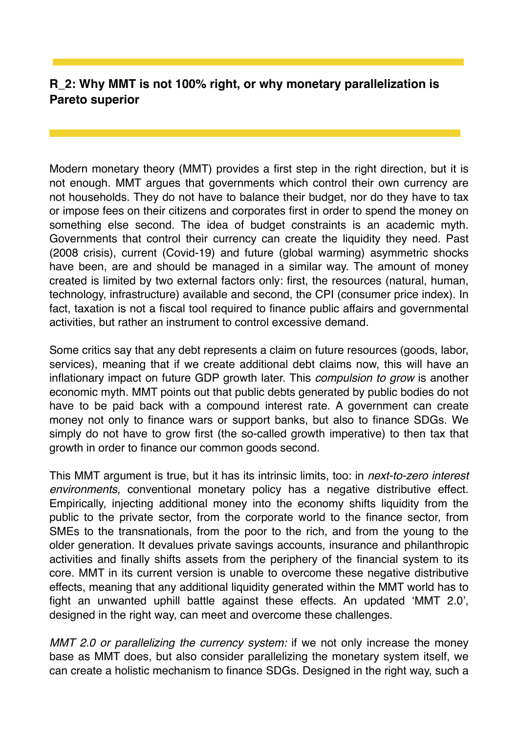## R_2: Why MMT is not 100% right, or why monetary parallelization is Pareto superior

Modern monetary theory (MMT) provides a first step in the right direction, but it is not enough. MMT argues that governments which control their own currency are not households. They do not have to balance their budget, nor do they have to tax or impose fees on their citizens and corporates first in order to spend the money on something else second. The idea of budget constraints is an academic myth. Governments that control their currency can create the liquidity they need. Past (2008 crisis), current (Covid-19) and future (global warming) asymmetric shocks have been, are and should be managed in a similar way. The amount of money created is limited by two external factors only: first, the resources (natural, human, technology, infrastructure) available and second, the CPI (consumer price index). In fact, taxation is not a fiscal tool required to finance public affairs and governmental activities, but rather an instrument to control excessive demand.

Some critics say that any debt represents a claim on future resources (goods, labor, services), meaning that if we create additional debt claims now, this will have an inflationary impact on future GDP growth later. This *compulsion to grow* is another economic myth. MMT points out that public debts generated by public bodies do not have to be paid back with a compound interest rate. A government can create money not only to finance wars or support banks, but also to finance SDGs. We simply do not have to grow first (the so-called growth imperative) to then tax that growth in order to finance our common goods second.

This MMT argument is true, but it has its intrinsic limits, too: in *next-to-zero interest environments*, conventional monetary policy has a negative distributive effect. Empirically, injecting additional money into the economy shifts liquidity from the public to the private sector, from the corporate world to the finance sector, from SMEs to the transnationals, from the poor to the rich, and from the young to the older generation. It devalues private savings accounts, insurance and philanthropic activities and finally shifts assets from the periphery of the financial system to its core. MMT in its current version is unable to overcome these negative distributive effects, meaning that any additional liquidity generated within the MMT world has to fight an unwanted uphill battle against these effects. An updated 'MMT 2.0', designed in the right way, can meet and overcome these challenges.

*MMT 2.0 or parallelizing the currency system:* if we not only increase the money base as MMT does, but also consider parallelizing the monetary system itself, we can create a holistic mechanism to finance SDGs. Designed in the right way, such a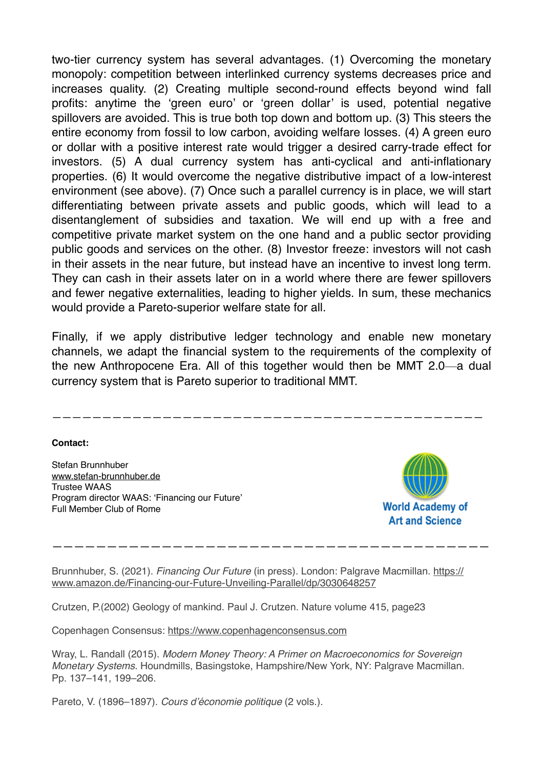two-tier currency system has several advantages. (1) Overcoming the monetary monopoly: competition between interlinked currency systems decreases price and increases quality. (2) Creating multiple second-round effects beyond wind fall profits: anytime the 'green euro' or 'green dollar' is used, potential negative spillovers are avoided. This is true both top down and bottom up. (3) This steers the entire economy from fossil to low carbon, avoiding welfare losses. (4) A green euro or dollar with a positive interest rate would trigger a desired carry-trade effect for investors. (5) A dual currency system has anti-cyclical and anti-inflationary properties. (6) It would overcome the negative distributive impact of a low-interest environment (see above). (7) Once such a parallel currency is in place, we will start differentiating between private assets and public goods, which will lead to a disentanglement of subsidies and taxation. We will end up with a free and competitive private market system on the one hand and a public sector providing public goods and services on the other. (8) Investor freeze: investors will not cash in their assets in the near future, but instead have an incentive to invest long term. They can cash in their assets later on in a world where there are fewer spillovers and fewer negative externalities, leading to higher yields. In sum, these mechanics would provide a Pareto-superior welfare state for all.

Finally, if we apply distributive ledger technology and enable new monetary channels, we adapt the financial system to the requirements of the complexity of the new Anthropocene Era. All of this together would then be MMT 2.0—a dual currency system that is Pareto superior to traditional MMT.

---

**Contact:**

Stefan Brunnhuber
www.stefan-brunnhuber.de
Trustee WAAS
Program director WAAS: 'Financing our Future'
Full Member Club of Rome

World Academy of Art and Science

---

Brunnhuber, S. (2021). *Financing Our Future* (in press). London: Palgrave Macmillan. https://www.amazon.de/Financing-our-Future-Unveiling-Parallel/dp/3030648257

Crutzen, P.(2002) Geology of mankind. Paul J. Crutzen. Nature volume 415, page23

Copenhagen Consensus: https://www.copenhagenconsensus.com

Wray, L. Randall (2015). *Modern Money Theory: A Primer on Macroeconomics for Sovereign Monetary Systems*. Houndmills, Basingstoke, Hampshire/New York, NY: Palgrave Macmillan. Pp. 137–141, 199–206.

Pareto, V. (1896–1897). *Cours d'économie politique* (2 vols.).